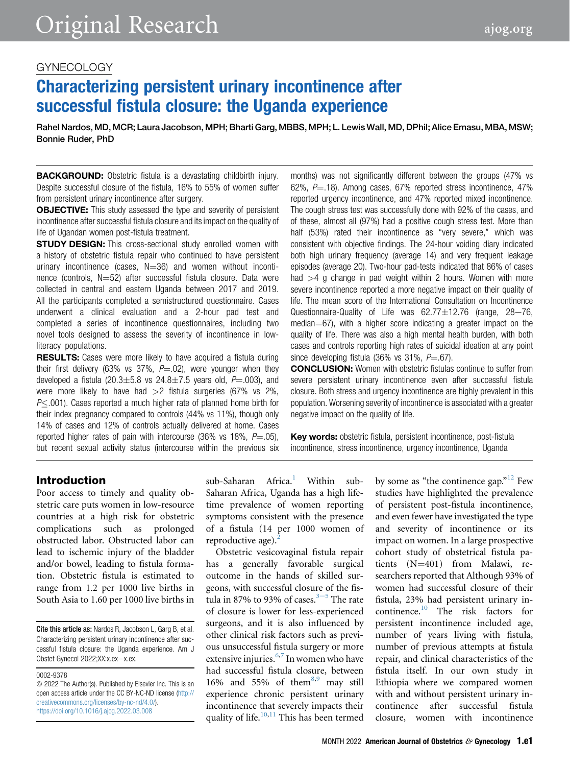GYNECOLOGY

# Characterizing persistent urinary incontinence after successful fistula closure: the Uganda experience

Rahel Nardos, MD, MCR; Laura Jacobson, MPH; Bharti Garg, MBBS, MPH; L. Lewis Wall, MD, DPhil; Alice Emasu, MBA, MSW; Bonnie Ruder, PhD

**BACKGROUND:** Obstetric fistula is a devastating childbirth injury. Despite successful closure of the fistula, 16% to 55% of women suffer from persistent urinary incontinence after surgery.

**OBJECTIVE:** This study assessed the type and severity of persistent incontinence after successful fistula closure and its impact on the quality of life of Ugandan women post-fistula treatment.

**STUDY DESIGN:** This cross-sectional study enrolled women with a history of obstetric fistula repair who continued to have persistent urinary incontinence (cases, N=36) and women without incontinence (controls, N=52) after successful fistula closure. Data were collected in central and eastern Uganda between 2017 and 2019. All the participants completed a semistructured questionnaire. Cases underwent a clinical evaluation and a 2-hour pad test and completed a series of incontinence questionnaires, including two novel tools designed to assess the severity of incontinence in low-literacy populations.

**RESULTS:** Cases were more likely to have acquired a fistula during their first delivery (63% vs 37%, $P$=.02), were younger when they developed a fistula (20.3±5.8 vs 24.8±7.5 years old, $P$=.003), and were more likely to have had >2 fistula surgeries (67% vs 2%, $P$≤.001). Cases reported a much higher rate of planned home birth for their index pregnancy compared to controls (44% vs 11%), though only 14% of cases and 12% of controls actually delivered at home. Cases reported higher rates of pain with intercourse (36% vs 18%, $P$=.05), but recent sexual activity status (intercourse within the previous six months) was not significantly different between the groups (47% vs 62%, $P$=.18). Among cases, 67% reported stress incontinence, 47% reported urgency incontinence, and 47% reported mixed incontinence. The cough stress test was successfully done with 92% of the cases, and of these, almost all (97%) had a positive cough stress test. More than half (53%) rated their incontinence as "very severe," which was consistent with objective findings. The 24-hour voiding diary indicated both high urinary frequency (average 14) and very frequent leakage episodes (average 20). Two-hour pad-tests indicated that 86% of cases had >4 g change in pad weight within 2 hours. Women with more severe incontinence reported a more negative impact on their quality of life. The mean score of the International Consultation on Incontinence Questionnaire-Quality of Life was 62.77±12.76 (range, 28−76, median=67), with a higher score indicating a greater impact on the quality of life. There was also a high mental health burden, with both cases and controls reporting high rates of suicidal ideation at any point since developing fistula (36% vs 31%, $P$=.67).

**CONCLUSION:** Women with obstetric fistulas continue to suffer from severe persistent urinary incontinence even after successful fistula closure. Both stress and urgency incontinence are highly prevalent in this population. Worsening severity of incontinence is associated with a greater negative impact on the quality of life.

**Key words:** obstetric fistula, persistent incontinence, post-fistula incontinence, stress incontinence, urgency incontinence, Uganda

## Introduction

Poor access to timely and quality obstetric care puts women in low-resource countries at a high risk for obstetric complications such as prolonged obstructed labor. Obstructed labor can lead to ischemic injury of the bladder and/or bowel, leading to fistula formation. Obstetric fistula is estimated to range from 1.2 per 1000 live births in South Asia to 1.60 per 1000 live births in sub-Saharan Africa.[1] Within sub-Saharan Africa, Uganda has a high lifetime prevalence of women reporting symptoms consistent with the presence of a fistula (14 per 1000 women of reproductive age).[2]

Obstetric vesicovaginal fistula repair has a generally favorable surgical outcome in the hands of skilled surgeons, with successful closure of the fistula in 87% to 93% of cases.[3−5] The rate of closure is lower for less-experienced surgeons, and it is also influenced by other clinical risk factors such as previous unsuccessful fistula surgery or more extensive injuries.[6,7] In women who have had successful fistula closure, between 16% and 55% of them[8,9] may still experience chronic persistent urinary incontinence that severely impacts their quality of life.[10,11] This has been termed by some as "the continence gap."[12] Few studies have highlighted the prevalence of persistent post-fistula incontinence, and even fewer have investigated the type and severity of incontinence or its impact on women. In a large prospective cohort study of obstetrical fistula patients (N=401) from Malawi, researchers reported that Although 93% of women had successful closure of their fistula, 23% had persistent urinary incontinence.[10] The risk factors for persistent incontinence included age, number of years living with fistula, number of previous attempts at fistula repair, and clinical characteristics of the fistula itself. In our own study in Ethiopia where we compared women with and without persistent urinary incontinence after successful fistula closure, women with incontinence

Cite this article as: Nardos R, Jacobson L, Garg B, et al. Characterizing persistent urinary incontinence after successful fistula closure: the Uganda experience. Am J Obstet Gynecol 2022;XX:x.ex−x.ex.

0002-9378

© 2022 The Author(s). Published by Elsevier Inc. This is an open access article under the CC BY-NC-ND license (http://creativecommons.org/licenses/by-nc-nd/4.0/).
https://doi.org/10.1016/j.ajog.2022.03.008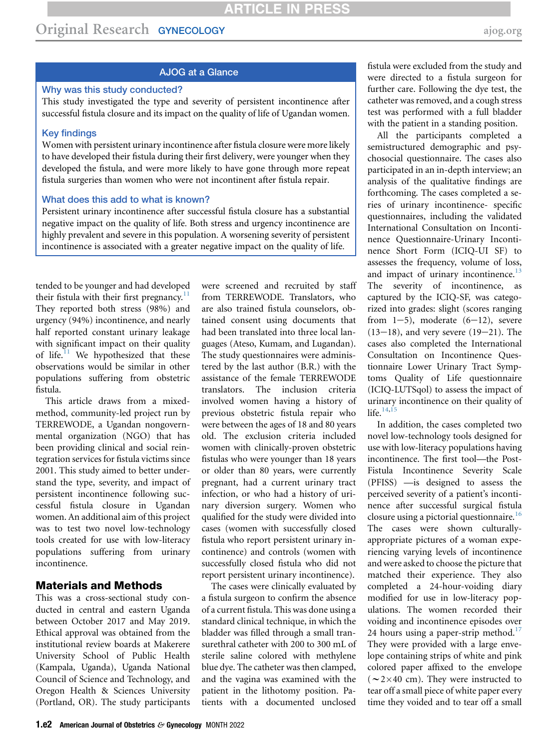## AJOG at a Glance

**Why was this study conducted?**

This study investigated the type and severity of persistent incontinence after successful fistula closure and its impact on the quality of life of Ugandan women.

**Key findings**

Women with persistent urinary incontinence after fistula closure were more likely to have developed their fistula during their first delivery, were younger when they developed the fistula, and were more likely to have gone through more repeat fistula surgeries than women who were not incontinent after fistula repair.

**What does this add to what is known?**

Persistent urinary incontinence after successful fistula closure has a substantial negative impact on the quality of life. Both stress and urgency incontinence are highly prevalent and severe in this population. A worsening severity of persistent incontinence is associated with a greater negative impact on the quality of life.

tended to be younger and had developed their fistula with their first pregnancy.[11] They reported both stress (98%) and urgency (94%) incontinence, and nearly half reported constant urinary leakage with significant impact on their quality of life.[11] We hypothesized that these observations would be similar in other populations suffering from obstetric fistula.

This article draws from a mixed-method, community-led project run by TERREWODE, a Ugandan nongovernmental organization (NGO) that has been providing clinical and social reintegration services for fistula victims since 2001. This study aimed to better understand the type, severity, and impact of persistent incontinence following successful fistula closure in Ugandan women. An additional aim of this project was to test two novel low-technology tools created for use with low-literacy populations suffering from urinary incontinence.

## Materials and Methods

This was a cross-sectional study conducted in central and eastern Uganda between October 2017 and May 2019. Ethical approval was obtained from the institutional review boards at Makerere University School of Public Health (Kampala, Uganda), Uganda National Council of Science and Technology, and Oregon Health & Sciences University (Portland, OR). The study participants were screened and recruited by staff from TERREWODE. Translators, who are also trained fistula counselors, obtained consent using documents that had been translated into three local languages (Ateso, Kumam, and Lugandan). The study questionnaires were administered by the last author (B.R.) with the assistance of the female TERREWODE translators. The inclusion criteria involved women having a history of previous obstetric fistula repair who were between the ages of 18 and 80 years old. The exclusion criteria included women with clinically-proven obstetric fistulas who were younger than 18 years or older than 80 years, were currently pregnant, had a current urinary tract infection, or who had a history of urinary diversion surgery. Women who qualified for the study were divided into cases (women with successfully closed fistula who report persistent urinary incontinence) and controls (women with successfully closed fistula who did not report persistent urinary incontinence).

The cases were clinically evaluated by a fistula surgeon to confirm the absence of a current fistula. This was done using a standard clinical technique, in which the bladder was filled through a small transurethral catheter with 200 to 300 mL of sterile saline colored with methylene blue dye. The catheter was then clamped, and the vagina was examined with the patient in the lithotomy position. Patients with a documented unclosed fistula were excluded from the study and were directed to a fistula surgeon for further care. Following the dye test, the catheter was removed, and a cough stress test was performed with a full bladder with the patient in a standing position.

All the participants completed a semistructured demographic and psychosocial questionnaire. The cases also participated in an in-depth interview; an analysis of the qualitative findings are forthcoming. The cases completed a series of urinary incontinence- specific questionnaires, including the validated International Consultation on Incontinence Questionnaire-Urinary Incontinence Short Form (ICIQ-UI SF) to assesses the frequency, volume of loss, and impact of urinary incontinence.[13] The severity of incontinence, as captured by the ICIQ-SF, was categorized into grades: slight (scores ranging from 1−5), moderate (6−12), severe (13−18), and very severe (19−21). The cases also completed the International Consultation on Incontinence Questionnaire Lower Urinary Tract Symptoms Quality of Life questionnaire (ICIQ-LUTSqol) to assess the impact of urinary incontinence on their quality of life.[14,15]

In addition, the cases completed two novel low-technology tools designed for use with low-literacy populations having incontinence. The first tool—the Post-Fistula Incontinence Severity Scale (PFISS) —is designed to assess the perceived severity of a patient's incontinence after successful surgical fistula closure using a pictorial questionnaire.[16] The cases were shown culturally-appropriate pictures of a woman experiencing varying levels of incontinence and were asked to choose the picture that matched their experience. They also completed a 24-hour-voiding diary modified for use in low-literacy populations. The women recorded their voiding and incontinence episodes over 24 hours using a paper-strip method.[17] They were provided with a large envelope containing strips of white and pink colored paper affixed to the envelope (~2×40 cm). They were instructed to tear off a small piece of white paper every time they voided and to tear off a small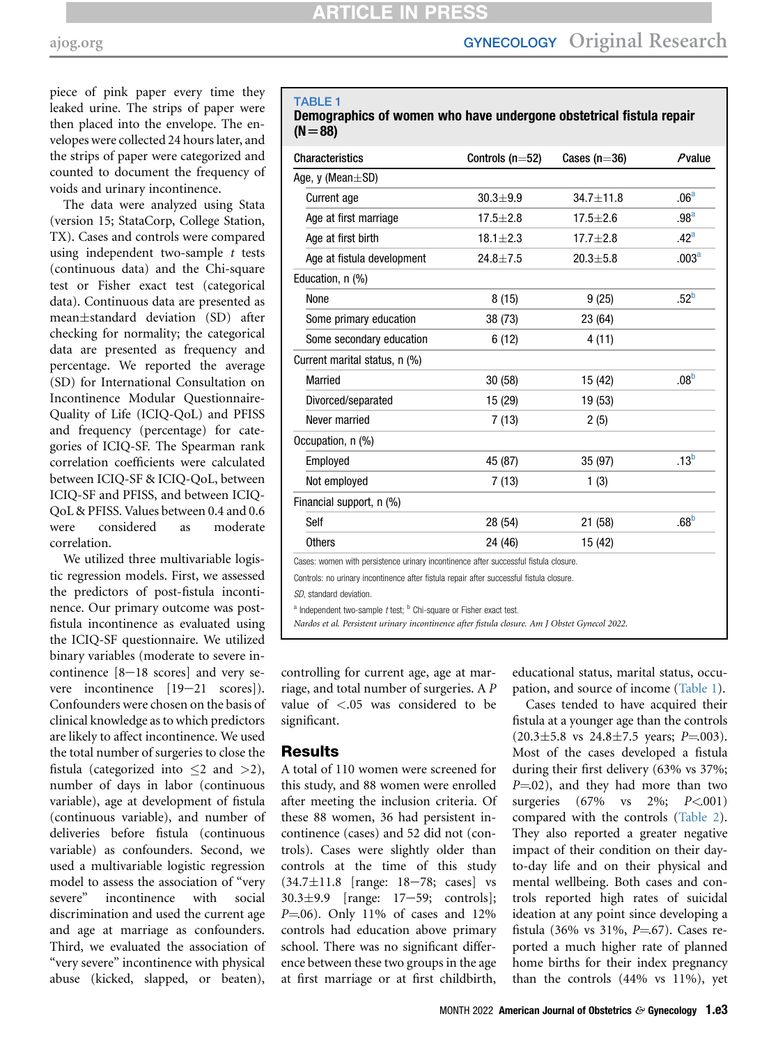piece of pink paper every time they leaked urine. The strips of paper were then placed into the envelope. The envelopes were collected 24 hours later, and the strips of paper were categorized and counted to document the frequency of voids and urinary incontinence.

The data were analyzed using Stata (version 15; StataCorp, College Station, TX). Cases and controls were compared using independent two-sample *t* tests (continuous data) and the Chi-square test or Fisher exact test (categorical data). Continuous data are presented as mean±standard deviation (SD) after checking for normality; the categorical data are presented as frequency and percentage. We reported the average (SD) for International Consultation on Incontinence Modular Questionnaire-Quality of Life (ICIQ-QoL) and PFISS and frequency (percentage) for categories of ICIQ-SF. The Spearman rank correlation coefficients were calculated between ICIQ-SF & ICIQ-QoL, between ICIQ-SF and PFISS, and between ICIQ-QoL & PFISS. Values between 0.4 and 0.6 were considered as moderate correlation.

We utilized three multivariable logistic regression models. First, we assessed the predictors of post-fistula incontinence. Our primary outcome was post-fistula incontinence as evaluated using the ICIQ-SF questionnaire. We utilized binary variables (moderate to severe incontinence [8−18 scores] and very severe incontinence [19−21 scores]). Confounders were chosen on the basis of clinical knowledge as to which predictors are likely to affect incontinence. We used the total number of surgeries to close the fistula (categorized into ≤2 and >2), number of days in labor (continuous variable), age at development of fistula (continuous variable), and number of deliveries before fistula (continuous variable) as confounders. Second, we used a multivariable logistic regression model to assess the association of "very severe" incontinence with social discrimination and used the current age and age at marriage as confounders. Third, we evaluated the association of "very severe" incontinence with physical abuse (kicked, slapped, or beaten), controlling for current age, age at marriage, and total number of surgeries. A *P* value of <.05 was considered to be significant.

**TABLE 1**
**Demographics of women who have undergone obstetrical fistula repair (N=88)**

| Characteristics | Controls (n=52) | Cases (n=36) | *P* value |
|---|---|---|---|
| Age, y (Mean±SD) | | | |
| Current age | 30.3±9.9 | 34.7±11.8 | .06[a] |
| Age at first marriage | 17.5±2.8 | 17.5±2.6 | .98[a] |
| Age at first birth | 18.1±2.3 | 17.7±2.8 | .42[a] |
| Age at fistula development | 24.8±7.5 | 20.3±5.8 | .003[a] |
| Education, n (%) | | | |
| None | 8 (15) | 9 (25) | .52[b] |
| Some primary education | 38 (73) | 23 (64) | |
| Some secondary education | 6 (12) | 4 (11) | |
| Current marital status, n (%) | | | |
| Married | 30 (58) | 15 (42) | .08[b] |
| Divorced/separated | 15 (29) | 19 (53) | |
| Never married | 7 (13) | 2 (5) | |
| Occupation, n (%) | | | |
| Employed | 45 (87) | 35 (97) | .13[b] |
| Not employed | 7 (13) | 1 (3) | |
| Financial support, n (%) | | | |
| Self | 28 (54) | 21 (58) | .68[b] |
| Others | 24 (46) | 15 (42) | |

Cases: women with persistence urinary incontinence after successful fistula closure.

Controls: no urinary incontinence after fistula repair after successful fistula closure.

*SD*, standard deviation.

[a] Independent two-sample *t* test; [b] Chi-square or Fisher exact test.

*Nardos et al. Persistent urinary incontinence after fistula closure. Am J Obstet Gynecol 2022.*

## Results

A total of 110 women were screened for this study, and 88 women were enrolled after meeting the inclusion criteria. Of these 88 women, 36 had persistent incontinence (cases) and 52 did not (controls). Cases were slightly older than controls at the time of this study (34.7±11.8 [range: 18−78; cases] vs 30.3±9.9 [range: 17−59; controls]; *P*=.06). Only 11% of cases and 12% controls had education above primary school. There was no significant difference between these two groups in the age at first marriage or at first childbirth, educational status, marital status, occupation, and source of income (Table 1).

Cases tended to have acquired their fistula at a younger age than the controls (20.3±5.8 vs 24.8±7.5 years; *P*=.003). Most of the cases developed a fistula during their first delivery (63% vs 37%; *P*=.02), and they had more than two surgeries (67% vs 2%; *P*<.001) compared with the controls (Table 2). They also reported a greater negative impact of their condition on their day-to-day life and on their physical and mental wellbeing. Both cases and controls reported high rates of suicidal ideation at any point since developing a fistula (36% vs 31%, *P*=.67). Cases reported a much higher rate of planned home births for their index pregnancy than the controls (44% vs 11%), yet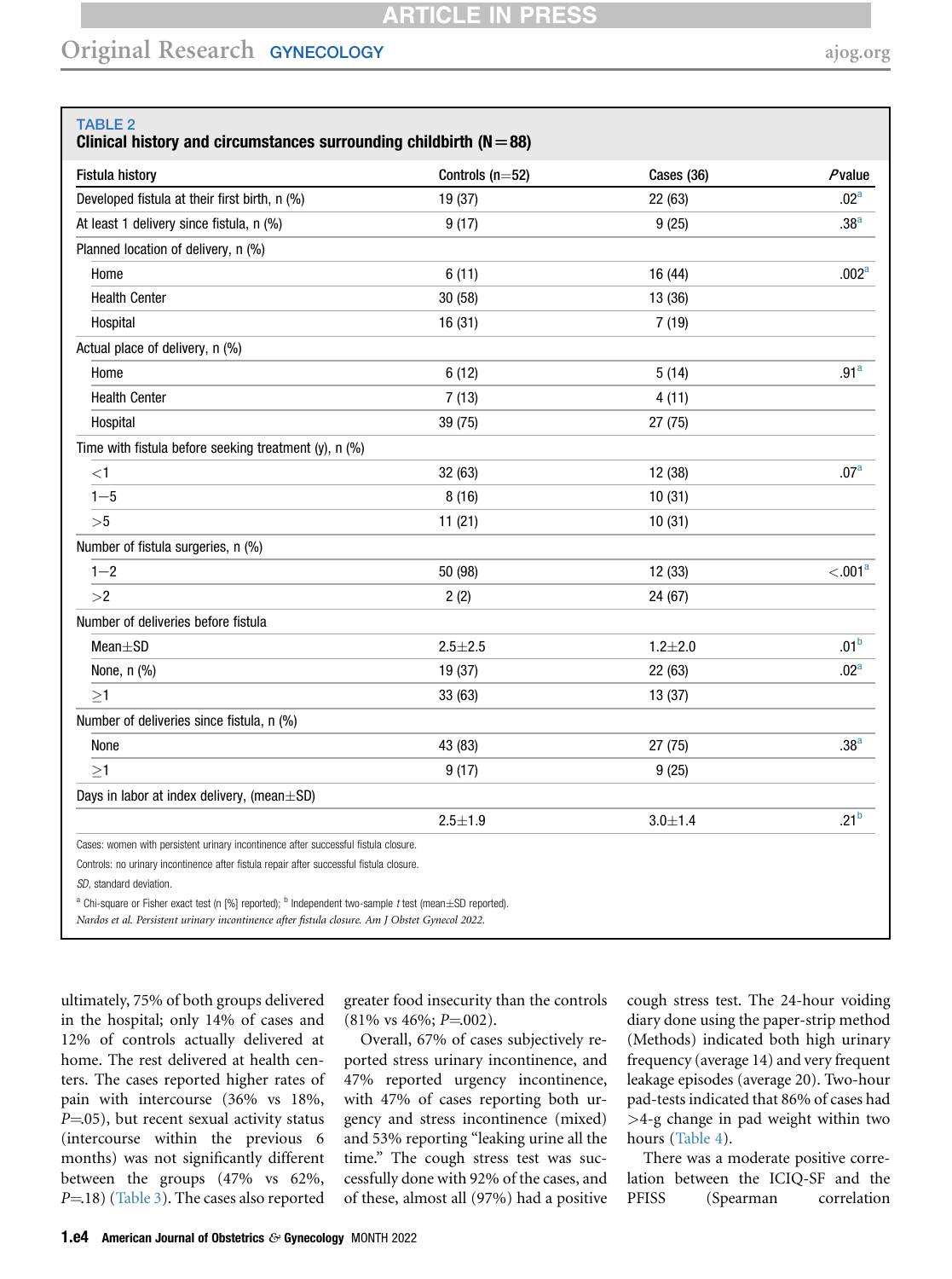**TABLE 2**
**Clinical history and circumstances surrounding childbirth (N=88)**

| Fistula history | Controls (n=52) | Cases (36) | P value |
|---|---|---|---|
| Developed fistula at their first birth, n (%) | 19 (37) | 22 (63) | .02[a] |
| At least 1 delivery since fistula, n (%) | 9 (17) | 9 (25) | .38[a] |
| Planned location of delivery, n (%) | | | |
| Home | 6 (11) | 16 (44) | .002[a] |
| Health Center | 30 (58) | 13 (36) | |
| Hospital | 16 (31) | 7 (19) | |
| Actual place of delivery, n (%) | | | |
| Home | 6 (12) | 5 (14) | .91[a] |
| Health Center | 7 (13) | 4 (11) | |
| Hospital | 39 (75) | 27 (75) | |
| Time with fistula before seeking treatment (y), n (%) | | | |
| <1 | 32 (63) | 12 (38) | .07[a] |
| 1−5 | 8 (16) | 10 (31) | |
| >5 | 11 (21) | 10 (31) | |
| Number of fistula surgeries, n (%) | | | |
| 1−2 | 50 (98) | 12 (33) | <.001[a] |
| >2 | 2 (2) | 24 (67) | |
| Number of deliveries before fistula | | | |
| Mean±SD | 2.5±2.5 | 1.2±2.0 | .01[b] |
| None, n (%) | 19 (37) | 22 (63) | .02[a] |
| ≥1 | 33 (63) | 13 (37) | |
| Number of deliveries since fistula, n (%) | | | |
| None | 43 (83) | 27 (75) | .38[a] |
| ≥1 | 9 (17) | 9 (25) | |
| Days in labor at index delivery, (mean±SD) | | | |
| | 2.5±1.9 | 3.0±1.4 | .21[b] |

Cases: women with persistent urinary incontinence after successful fistula closure.

Controls: no urinary incontinence after fistula repair after successful fistula closure.

*SD*, standard deviation.

[a] Chi-square or Fisher exact test (n [%] reported); [b] Independent two-sample *t* test (mean±SD reported).

*Nardos et al. Persistent urinary incontinence after fistula closure. Am J Obstet Gynecol 2022.*

ultimately, 75% of both groups delivered in the hospital; only 14% of cases and 12% of controls actually delivered at home. The rest delivered at health centers. The cases reported higher rates of pain with intercourse (36% vs 18%, $P$=.05), but recent sexual activity status (intercourse within the previous 6 months) was not significantly different between the groups (47% vs 62%, $P$=.18) (Table 3). The cases also reported greater food insecurity than the controls (81% vs 46%; $P$=.002).

Overall, 67% of cases subjectively reported stress urinary incontinence, and 47% reported urgency incontinence, with 47% of cases reporting both urgency and stress incontinence (mixed) and 53% reporting "leaking urine all the time." The cough stress test was successfully done with 92% of the cases, and of these, almost all (97%) had a positive cough stress test. The 24-hour voiding diary done using the paper-strip method (Methods) indicated both high urinary frequency (average 14) and very frequent leakage episodes (average 20). Two-hour pad-tests indicated that 86% of cases had >4-g change in pad weight within two hours (Table 4).

There was a moderate positive correlation between the ICIQ-SF and the PFISS (Spearman correlation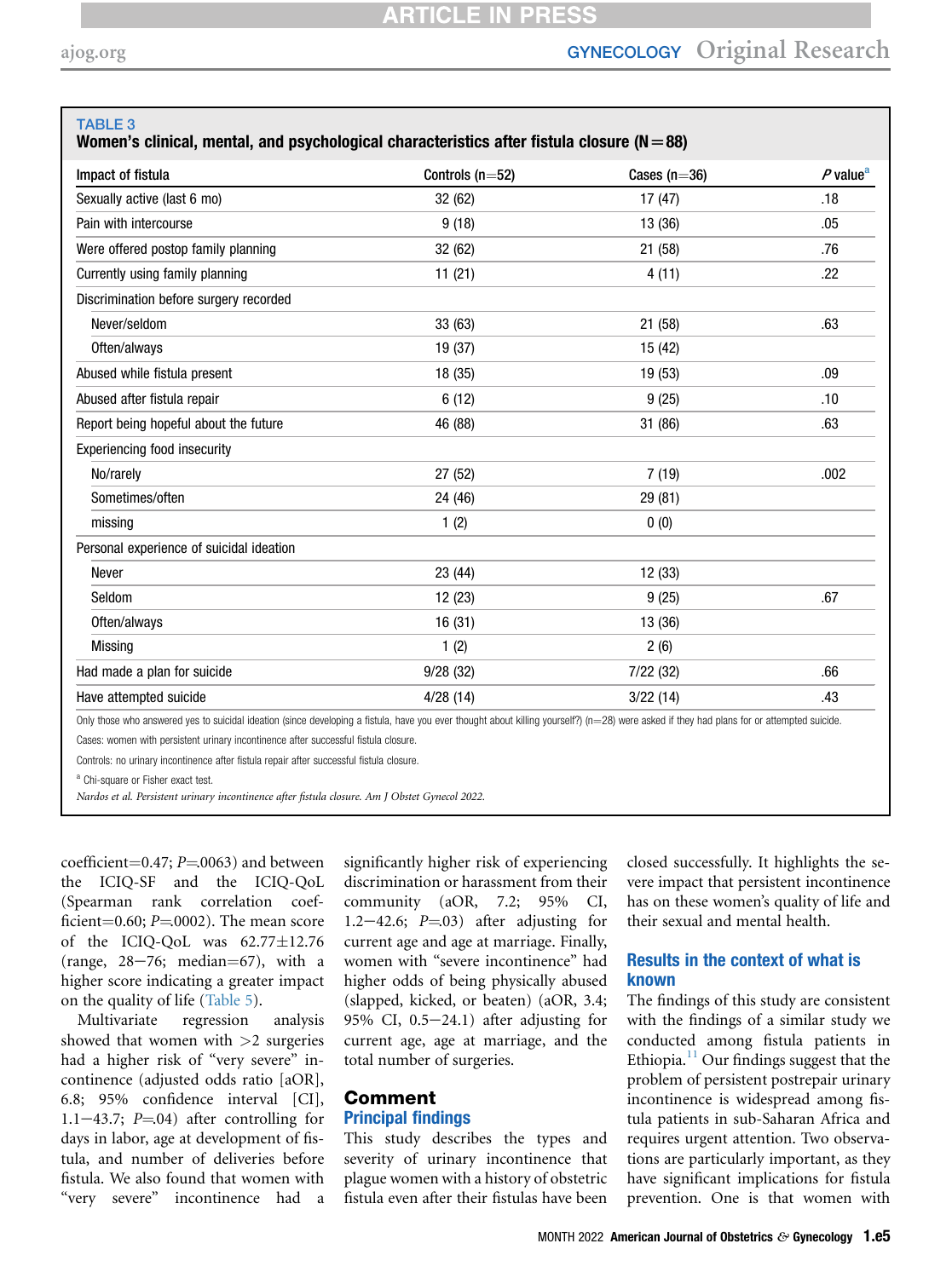**TABLE 3**
**Women's clinical, mental, and psychological characteristics after fistula closure (N=88)**

| Impact of fistula | Controls (n=52) | Cases (n=36) | *P* value[a] |
|---|---|---|---|
| Sexually active (last 6 mo) | 32 (62) | 17 (47) | .18 |
| Pain with intercourse | 9 (18) | 13 (36) | .05 |
| Were offered postop family planning | 32 (62) | 21 (58) | .76 |
| Currently using family planning | 11 (21) | 4 (11) | .22 |
| Discrimination before surgery recorded | | | |
| Never/seldom | 33 (63) | 21 (58) | .63 |
| Often/always | 19 (37) | 15 (42) | |
| Abused while fistula present | 18 (35) | 19 (53) | .09 |
| Abused after fistula repair | 6 (12) | 9 (25) | .10 |
| Report being hopeful about the future | 46 (88) | 31 (86) | .63 |
| Experiencing food insecurity | | | |
| No/rarely | 27 (52) | 7 (19) | .002 |
| Sometimes/often | 24 (46) | 29 (81) | |
| missing | 1 (2) | 0 (0) | |
| Personal experience of suicidal ideation | | | |
| Never | 23 (44) | 12 (33) | |
| Seldom | 12 (23) | 9 (25) | .67 |
| Often/always | 16 (31) | 13 (36) | |
| Missing | 1 (2) | 2 (6) | |
| Had made a plan for suicide | 9/28 (32) | 7/22 (32) | .66 |
| Have attempted suicide | 4/28 (14) | 3/22 (14) | .43 |

Only those who answered yes to suicidal ideation (since developing a fistula, have you ever thought about killing yourself?) (n=28) were asked if they had plans for or attempted suicide.

Cases: women with persistent urinary incontinence after successful fistula closure.

Controls: no urinary incontinence after fistula repair after successful fistula closure.

[a] Chi-square or Fisher exact test.

*Nardos et al. Persistent urinary incontinence after fistula closure. Am J Obstet Gynecol 2022.*

coefficient=0.47; *P*=.0063) and between the ICIQ-SF and the ICIQ-QoL (Spearman rank correlation coefficient=0.60; *P*=.0002). The mean score of the ICIQ-QoL was 62.77±12.76 (range, 28−76; median=67), with a higher score indicating a greater impact on the quality of life (Table 5).

Multivariate regression analysis showed that women with >2 surgeries had a higher risk of "very severe" incontinence (adjusted odds ratio [aOR], 6.8; 95% confidence interval [CI], 1.1−43.7; *P*=.04) after controlling for days in labor, age at development of fistula, and number of deliveries before fistula. We also found that women with "very severe" incontinence had a significantly higher risk of experiencing discrimination or harassment from their community (aOR, 7.2; 95% CI, 1.2−42.6; *P*=.03) after adjusting for current age and age at marriage. Finally, women with "severe incontinence" had higher odds of being physically abused (slapped, kicked, or beaten) (aOR, 3.4; 95% CI, 0.5−24.1) after adjusting for current age, age at marriage, and the total number of surgeries.

## Comment

### Principal findings

This study describes the types and severity of urinary incontinence that plague women with a history of obstetric fistula even after their fistulas have been closed successfully. It highlights the severe impact that persistent incontinence has on these women's quality of life and their sexual and mental health.

### Results in the context of what is known

The findings of this study are consistent with the findings of a similar study we conducted among fistula patients in Ethiopia.[11] Our findings suggest that the problem of persistent postrepair urinary incontinence is widespread among fistula patients in sub-Saharan Africa and requires urgent attention. Two observations are particularly important, as they have significant implications for fistula prevention. One is that women with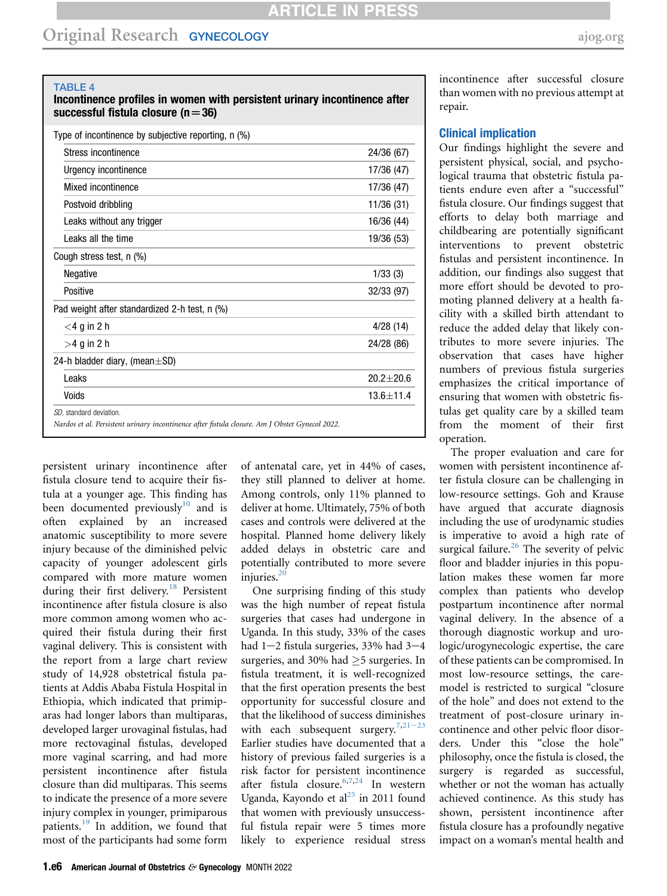**TABLE 4**
**Incontinence profiles in women with persistent urinary incontinence after successful fistula closure (n=36)**

| | |
|---|---|
| Type of incontinence by subjective reporting, n (%) | |
| Stress incontinence | 24/36 (67) |
| Urgency incontinence | 17/36 (47) |
| Mixed incontinence | 17/36 (47) |
| Postvoid dribbling | 11/36 (31) |
| Leaks without any trigger | 16/36 (44) |
| Leaks all the time | 19/36 (53) |
| Cough stress test, n (%) | |
| Negative | 1/33 (3) |
| Positive | 32/33 (97) |
| Pad weight after standardized 2-h test, n (%) | |
| <4 g in 2 h | 4/28 (14) |
| >4 g in 2 h | 24/28 (86) |
| 24-h bladder diary, (mean±SD) | |
| Leaks | 20.2±20.6 |
| Voids | 13.6±11.4 |

*SD*, standard deviation.

*Nardos et al. Persistent urinary incontinence after fistula closure. Am J Obstet Gynecol 2022.*

persistent urinary incontinence after fistula closure tend to acquire their fistula at a younger age. This finding has been documented previously[10] and is often explained by an increased anatomic susceptibility to more severe injury because of the diminished pelvic capacity of younger adolescent girls compared with more mature women during their first delivery.[18] Persistent incontinence after fistula closure is also more common among women who acquired their fistula during their first vaginal delivery. This is consistent with the report from a large chart review study of 14,928 obstetrical fistula patients at Addis Ababa Fistula Hospital in Ethiopia, which indicated that primiparas had longer labors than multiparas, developed larger urovaginal fistulas, had more rectovaginal fistulas, developed more vaginal scarring, and had more persistent incontinence after fistula closure than did multiparas. This seems to indicate the presence of a more severe injury complex in younger, primiparous patients.[19] In addition, we found that most of the participants had some form of antenatal care, yet in 44% of cases, they still planned to deliver at home. Among controls, only 11% planned to deliver at home. Ultimately, 75% of both cases and controls were delivered at the hospital. Planned home delivery likely added delays in obstetric care and potentially contributed to more severe injuries.[20]

One surprising finding of this study was the high number of repeat fistula surgeries that cases had undergone in Uganda. In this study, 33% of the cases had 1−2 fistula surgeries, 33% had 3−4 surgeries, and 30% had ≥5 surgeries. In fistula treatment, it is well-recognized that the first operation presents the best opportunity for successful closure and that the likelihood of success diminishes with each subsequent surgery.[7,21−23] Earlier studies have documented that a history of previous failed surgeries is a risk factor for persistent incontinence after fistula closure.[6,7,24] In western Uganda, Kayondo et al[25] in 2011 found that women with previously unsuccessful fistula repair were 5 times more likely to experience residual stress incontinence after successful closure than women with no previous attempt at repair.

## Clinical implication

Our findings highlight the severe and persistent physical, social, and psychological trauma that obstetric fistula patients endure even after a "successful" fistula closure. Our findings suggest that efforts to delay both marriage and childbearing are potentially significant interventions to prevent obstetric fistulas and persistent incontinence. In addition, our findings also suggest that more effort should be devoted to promoting planned delivery at a health facility with a skilled birth attendant to reduce the added delay that likely contributes to more severe injuries. The observation that cases have higher numbers of previous fistula surgeries emphasizes the critical importance of ensuring that women with obstetric fistulas get quality care by a skilled team from the moment of their first operation.

The proper evaluation and care for women with persistent incontinence after fistula closure can be challenging in low-resource settings. Goh and Krause have argued that accurate diagnosis including the use of urodynamic studies is imperative to avoid a high rate of surgical failure.[26] The severity of pelvic floor and bladder injuries in this population makes these women far more complex than patients who develop postpartum incontinence after normal vaginal delivery. In the absence of a thorough diagnostic workup and urologic/urogynecologic expertise, the care of these patients can be compromised. In most low-resource settings, the care-model is restricted to surgical "closure of the hole" and does not extend to the treatment of post-closure urinary incontinence and other pelvic floor disorders. Under this "close the hole" philosophy, once the fistula is closed, the surgery is regarded as successful, whether or not the woman has actually achieved continence. As this study has shown, persistent incontinence after fistula closure has a profoundly negative impact on a woman's mental health and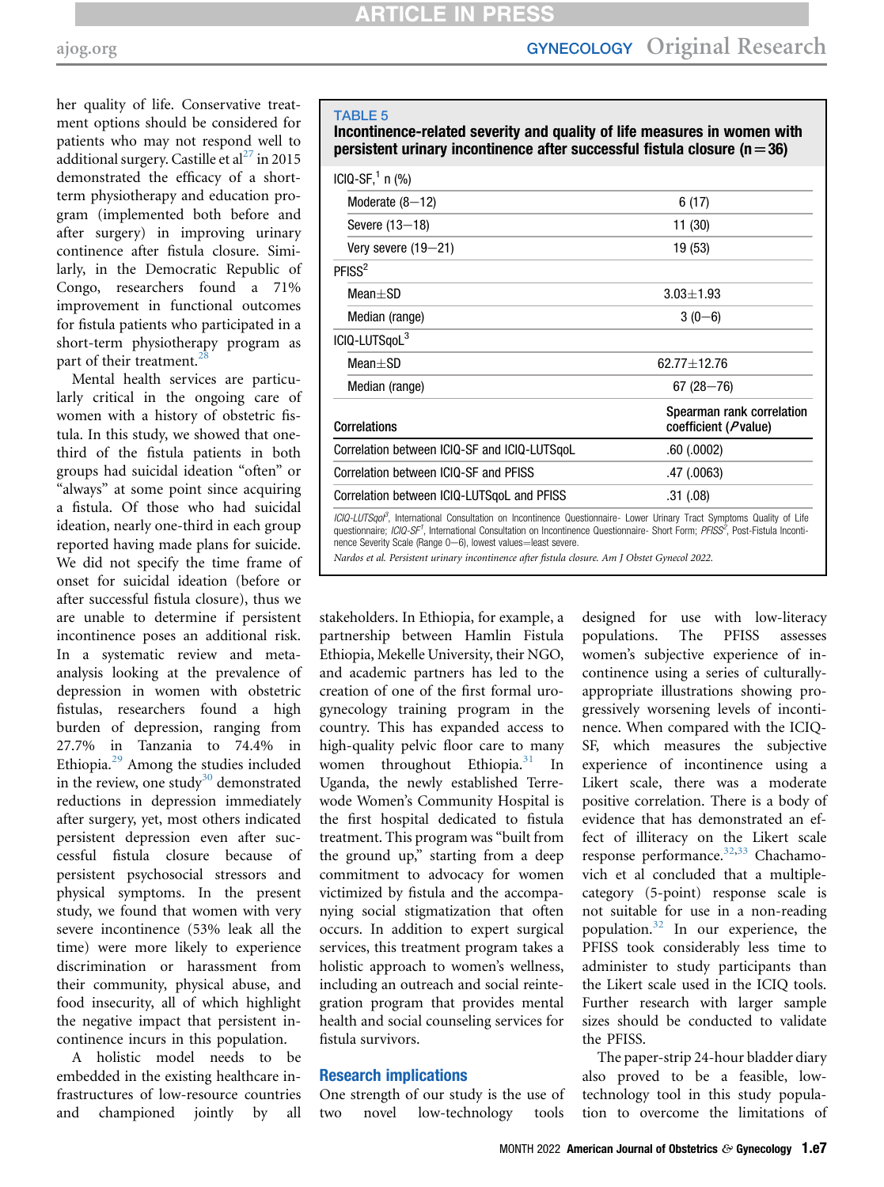her quality of life. Conservative treatment options should be considered for patients who may not respond well to additional surgery. Castille et al[27] in 2015 demonstrated the efficacy of a short-term physiotherapy and education program (implemented both before and after surgery) in improving urinary continence after fistula closure. Similarly, in the Democratic Republic of Congo, researchers found a 71% improvement in functional outcomes for fistula patients who participated in a short-term physiotherapy program as part of their treatment.[28]

Mental health services are particularly critical in the ongoing care of women with a history of obstetric fistula. In this study, we showed that one-third of the fistula patients in both groups had suicidal ideation "often" or "always" at some point since acquiring a fistula. Of those who had suicidal ideation, nearly one-third in each group reported having made plans for suicide. We did not specify the time frame of onset for suicidal ideation (before or after successful fistula closure), thus we are unable to determine if persistent incontinence poses an additional risk. In a systematic review and meta-analysis looking at the prevalence of depression in women with obstetric fistulas, researchers found a high burden of depression, ranging from 27.7% in Tanzania to 74.4% in Ethiopia.[29] Among the studies included in the review, one study[30] demonstrated reductions in depression immediately after surgery, yet, most others indicated persistent depression even after successful fistula closure because of persistent psychosocial stressors and physical symptoms. In the present study, we found that women with very severe incontinence (53% leak all the time) were more likely to experience discrimination or harassment from their community, physical abuse, and food insecurity, all of which highlight the negative impact that persistent incontinence incurs in this population.

A holistic model needs to be embedded in the existing healthcare infrastructures of low-resource countries and championed jointly by all stakeholders. In Ethiopia, for example, a partnership between Hamlin Fistula Ethiopia, Mekelle University, their NGO, and academic partners has led to the creation of one of the first formal urogynecology training program in the country. This has expanded access to high-quality pelvic floor care to many women throughout Ethiopia.[31] In Uganda, the newly established Terrewode Women's Community Hospital is the first hospital dedicated to fistula treatment. This program was "built from the ground up," starting from a deep commitment to advocacy for women victimized by fistula and the accompanying social stigmatization that often occurs. In addition to expert surgical services, this treatment program takes a holistic approach to women's wellness, including an outreach and social reintegration program that provides mental health and social counseling services for fistula survivors.

**TABLE 5**
**Incontinence-related severity and quality of life measures in women with persistent urinary incontinence after successful fistula closure (n=36)**

| ICIQ-SF,[1] n (%) | |
|---|---|
| Moderate (8–12) | 6 (17) |
| Severe (13–18) | 11 (30) |
| Very severe (19–21) | 19 (53) |
| PFISS[2] | |
| Mean±SD | 3.03±1.93 |
| Median (range) | 3 (0–6) |
| ICIQ-LUTSqoL[3] | |
| Mean±SD | 62.77±12.76 |
| Median (range) | 67 (28–76) |
| **Correlations** | **Spearman rank correlation coefficient (*P* value)** |
| Correlation between ICIQ-SF and ICIQ-LUTSqoL | .60 (.0002) |
| Correlation between ICIQ-SF and PFISS | .47 (.0063) |
| Correlation between ICIQ-LUTSqoL and PFISS | .31 (.08) |

*ICIQ-LUTSqol[3]*, International Consultation on Incontinence Questionnaire- Lower Urinary Tract Symptoms Quality of Life questionnaire; *ICIQ-SF[1]*, International Consultation on Incontinence Questionnaire- Short Form; *PFISS[2]*, Post-Fistula Incontinence Severity Scale (Range 0–6), lowest values=least severe.

*Nardos et al. Persistent urinary incontinence after fistula closure. Am J Obstet Gynecol 2022.*

## Research implications

One strength of our study is the use of two novel low-technology tools designed for use with low-literacy populations. The PFISS assesses women's subjective experience of incontinence using a series of culturally-appropriate illustrations showing progressively worsening levels of incontinence. When compared with the ICIQ-SF, which measures the subjective experience of incontinence using a Likert scale, there was a moderate positive correlation. There is a body of evidence that has demonstrated an effect of illiteracy on the Likert scale response performance.[32,33] Chachamovich et al concluded that a multiple-category (5-point) response scale is not suitable for use in a non-reading population.[32] In our experience, the PFISS took considerably less time to administer to study participants than the Likert scale used in the ICIQ tools. Further research with larger sample sizes should be conducted to validate the PFISS.

The paper-strip 24-hour bladder diary also proved to be a feasible, low-technology tool in this study population to overcome the limitations of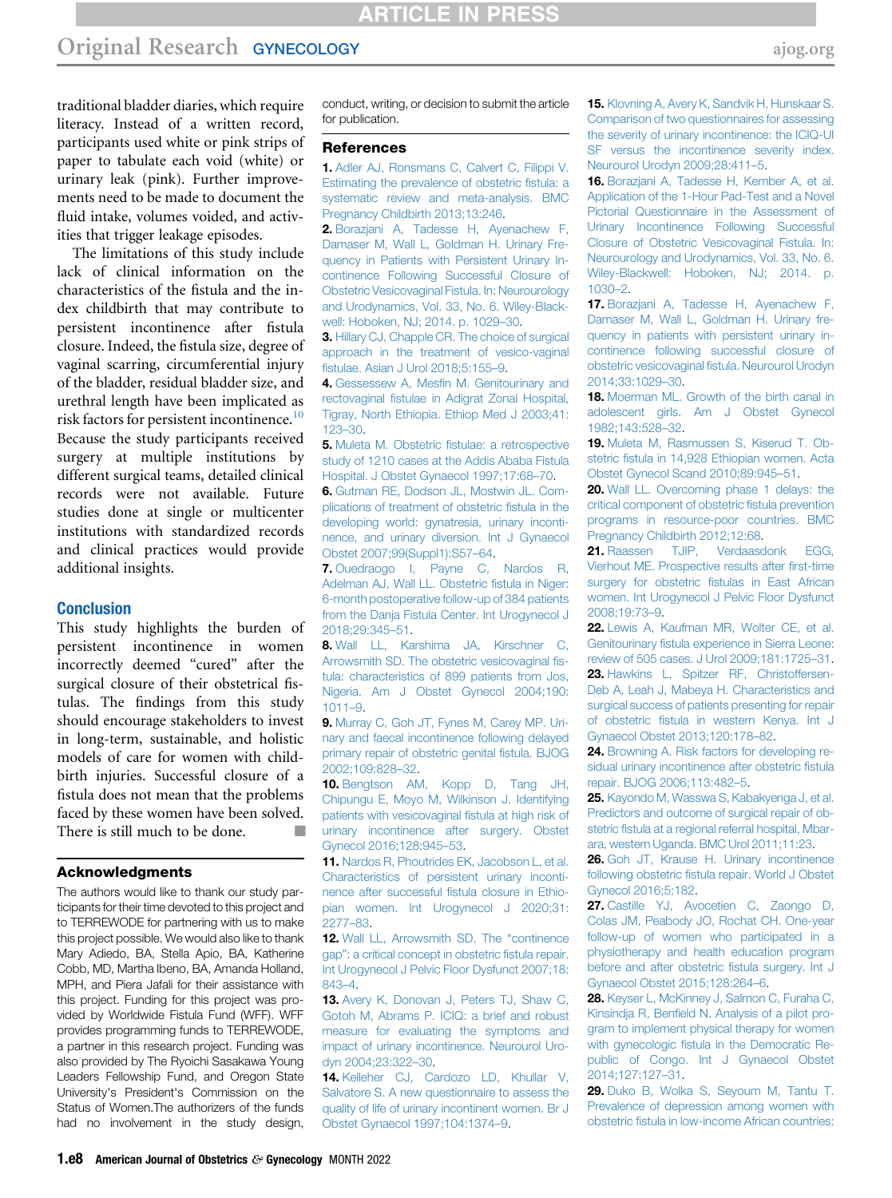traditional bladder diaries, which require literacy. Instead of a written record, participants used white or pink strips of paper to tabulate each void (white) or urinary leak (pink). Further improvements need to be made to document the fluid intake, volumes voided, and activities that trigger leakage episodes.

The limitations of this study include lack of clinical information on the characteristics of the fistula and the index childbirth that may contribute to persistent incontinence after fistula closure. Indeed, the fistula size, degree of vaginal scarring, circumferential injury of the bladder, residual bladder size, and urethral length have been implicated as risk factors for persistent incontinence.[10] Because the study participants received surgery at multiple institutions by different surgical teams, detailed clinical records were not available. Future studies done at single or multicenter institutions with standardized records and clinical practices would provide additional insights.

## Conclusion

This study highlights the burden of persistent incontinence in women incorrectly deemed "cured" after the surgical closure of their obstetrical fistulas. The findings from this study should encourage stakeholders to invest in long-term, sustainable, and holistic models of care for women with childbirth injuries. Successful closure of a fistula does not mean that the problems faced by these women have been solved. There is still much to be done. ■

## Acknowledgments

The authors would like to thank our study participants for their time devoted to this project and to TERREWODE for partnering with us to make this project possible. We would also like to thank Mary Adiedo, BA, Stella Apio, BA, Katherine Cobb, MD, Martha Ibeno, BA, Amanda Holland, MPH, and Piera Jafali for their assistance with this project. Funding for this project was provided by Worldwide Fistula Fund (WFF). WFF provides programming funds to TERREWODE, a partner in this research project. Funding was also provided by The Ryoichi Sasakawa Young Leaders Fellowship Fund, and Oregon State University's President's Commission on the Status of Women.The authorizers of the funds had no involvement in the study design, conduct, writing, or decision to submit the article for publication.

## References

1. Adler AJ, Ronsmans C, Calvert C, Filippi V. Estimating the prevalence of obstetric fistula: a systematic review and meta-analysis. BMC Pregnancy Childbirth 2013;13:246.
2. Borazjani A, Tadesse H, Ayenachew F, Damaser M, Wall L, Goldman H. Urinary Frequency in Patients with Persistent Urinary Incontinence Following Successful Closure of Obstetric Vesicovaginal Fistula. In: Neurourology and Urodynamics, Vol. 33, No. 6. Wiley-Blackwell: Hoboken, NJ; 2014. p. 1029–30.
3. Hillary CJ, Chapple CR. The choice of surgical approach in the treatment of vesico-vaginal fistulae. Asian J Urol 2018;5:155–9.
4. Gessessew A, Mesfin M. Genitourinary and rectovaginal fistulae in Adigrat Zonal Hospital, Tigray, North Ethiopia. Ethiop Med J 2003;41:123–30.
5. Muleta M. Obstetric fistulae: a retrospective study of 1210 cases at the Addis Ababa Fistula Hospital. J Obstet Gynaecol 1997;17:68–70.
6. Gutman RE, Dodson JL, Mostwin JL. Complications of treatment of obstetric fistula in the developing world: gynatresia, urinary incontinence, and urinary diversion. Int J Gynaecol Obstet 2007;99(Suppl1):S57–64.
7. Ouedraogo I, Payne C, Nardos R, Adelman AJ, Wall LL. Obstetric fistula in Niger: 6-month postoperative follow-up of 384 patients from the Danja Fistula Center. Int Urogynecol J 2018;29:345–51.
8. Wall LL, Karshima JA, Kirschner C, Arrowsmith SD. The obstetric vesicovaginal fistula: characteristics of 899 patients from Jos, Nigeria. Am J Obstet Gynecol 2004;190:1011–9.
9. Murray C, Goh JT, Fynes M, Carey MP. Urinary and faecal incontinence following delayed primary repair of obstetric genital fistula. BJOG 2002;109:828–32.
10. Bengtson AM, Kopp D, Tang JH, Chipungu E, Moyo M, Wilkinson J. Identifying patients with vesicovaginal fistula at high risk of urinary incontinence after surgery. Obstet Gynecol 2016;128:945–53.
11. Nardos R, Phoutrides EK, Jacobson L, et al. Characteristics of persistent urinary incontinence after successful fistula closure in Ethiopian women. Int Urogynecol J 2020;31:2277–83.
12. Wall LL, Arrowsmith SD. The "continence gap": a critical concept in obstetric fistula repair. Int Urogynecol J Pelvic Floor Dysfunct 2007;18:843–4.
13. Avery K, Donovan J, Peters TJ, Shaw C, Gotoh M, Abrams P. ICIQ: a brief and robust measure for evaluating the symptoms and impact of urinary incontinence. Neurourol Urodyn 2004;23:322–30.
14. Kelleher CJ, Cardozo LD, Khullar V, Salvatore S. A new questionnaire to assess the quality of life of urinary incontinent women. Br J Obstet Gynaecol 1997;104:1374–9.
15. Klovning A, Avery K, Sandvik H, Hunskaar S. Comparison of two questionnaires for assessing the severity of urinary incontinence: the ICIQ-UI SF versus the incontinence severity index. Neurourol Urodyn 2009;28:411–5.
16. Borazjani A, Tadesse H, Kember A, et al. Application of the 1-Hour Pad-Test and a Novel Pictorial Questionnaire in the Assessment of Urinary Incontinence Following Successful Closure of Obstetric Vesicovaginal Fistula. In: Neurourology and Urodynamics, Vol. 33, No. 6. Wiley-Blackwell: Hoboken, NJ; 2014. p. 1030–2.
17. Borazjani A, Tadesse H, Ayenachew F, Damaser M, Wall L, Goldman H. Urinary frequency in patients with persistent urinary incontinence following successful closure of obstetric vesicovaginal fistula. Neurourol Urodyn 2014;33:1029–30.
18. Moerman ML. Growth of the birth canal in adolescent girls. Am J Obstet Gynecol 1982;143:528–32.
19. Muleta M, Rasmussen S, Kiserud T. Obstetric fistula in 14,928 Ethiopian women. Acta Obstet Gynecol Scand 2010;89:945–51.
20. Wall LL. Overcoming phase 1 delays: the critical component of obstetric fistula prevention programs in resource-poor countries. BMC Pregnancy Childbirth 2012;12:68.
21. Raassen TJIP, Verdaasdonk EGG, Vierhout ME. Prospective results after first-time surgery for obstetric fistulas in East African women. Int Urogynecol J Pelvic Floor Dysfunct 2008;19:73–9.
22. Lewis A, Kaufman MR, Wolter CE, et al. Genitourinary fistula experience in Sierra Leone: review of 505 cases. J Urol 2009;181:1725–31.
23. Hawkins L, Spitzer RF, Christoffersen-Deb A, Leah J, Mabeya H. Characteristics and surgical success of patients presenting for repair of obstetric fistula in western Kenya. Int J Gynaecol Obstet 2013;120:178–82.
24. Browning A. Risk factors for developing residual urinary incontinence after obstetric fistula repair. BJOG 2006;113:482–5.
25. Kayondo M, Wasswa S, Kabakyenga J, et al. Predictors and outcome of surgical repair of obstetric fistula at a regional referral hospital, Mbarara, western Uganda. BMC Urol 2011;11:23.
26. Goh JT, Krause H. Urinary incontinence following obstetric fistula repair. World J Obstet Gynecol 2016;5:182.
27. Castille YJ, Avocetien C, Zaongo D, Colas JM, Peabody JO, Rochat CH. One-year follow-up of women who participated in a physiotherapy and health education program before and after obstetric fistula surgery. Int J Gynaecol Obstet 2015;128:264–6.
28. Keyser L, McKinney J, Salmon C, Furaha C, Kinsindja R, Benfield N. Analysis of a pilot program to implement physical therapy for women with gynecologic fistula in the Democratic Republic of Congo. Int J Gynaecol Obstet 2014;127:127–31.
29. Duko B, Wolka S, Seyoum M, Tantu T. Prevalence of depression among women with obstetric fistula in low-income African countries: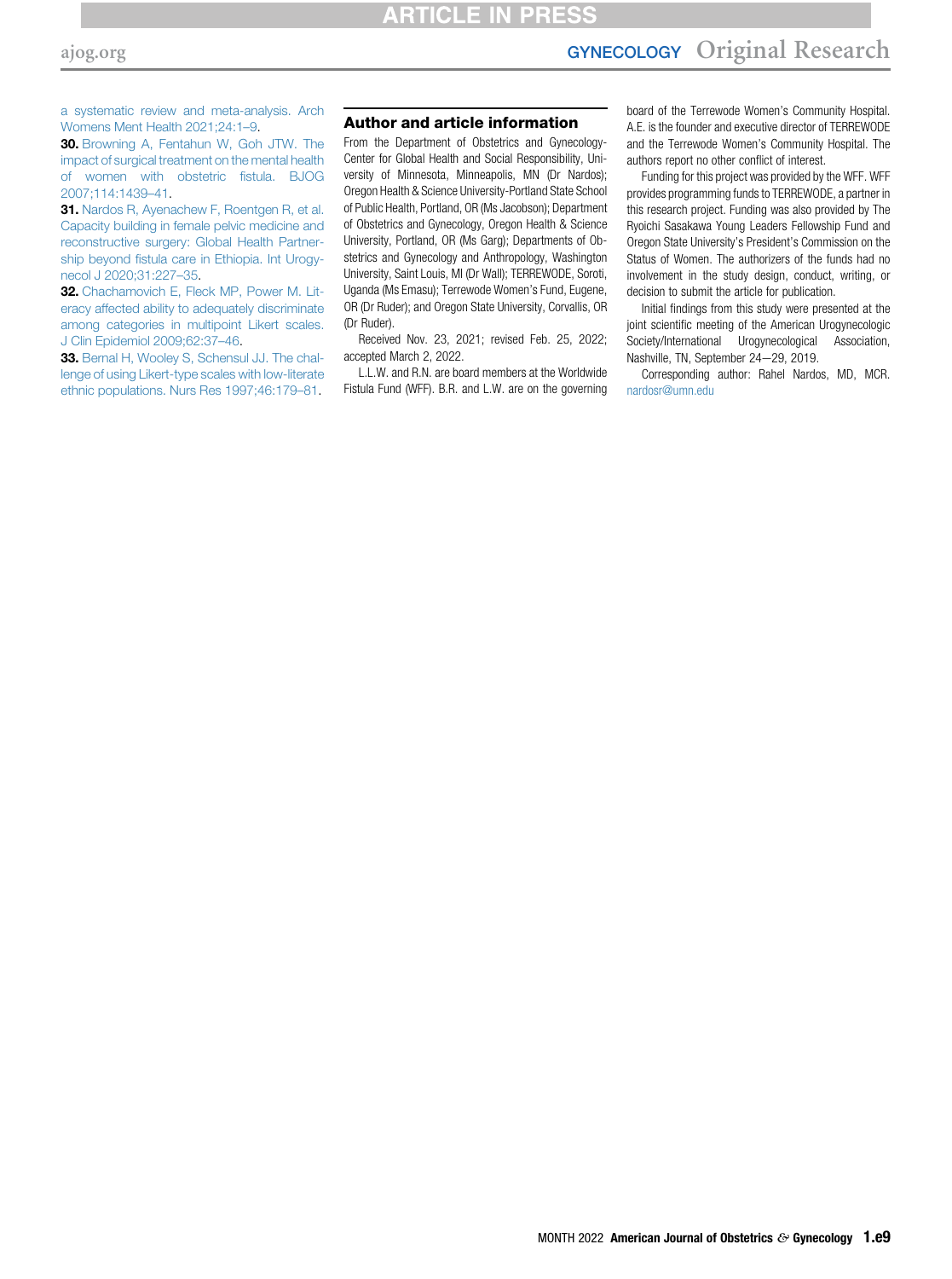a systematic review and meta-analysis. Arch Womens Ment Health 2021;24:1–9.

**30.** Browning A, Fentahun W, Goh JTW. The impact of surgical treatment on the mental health of women with obstetric fistula. BJOG 2007;114:1439–41.

**31.** Nardos R, Ayenachew F, Roentgen R, et al. Capacity building in female pelvic medicine and reconstructive surgery: Global Health Partnership beyond fistula care in Ethiopia. Int Urogynecol J 2020;31:227–35.

**32.** Chachamovich E, Fleck MP, Power M. Literacy affected ability to adequately discriminate among categories in multipoint Likert scales. J Clin Epidemiol 2009;62:37–46.

**33.** Bernal H, Wooley S, Schensul JJ. The challenge of using Likert-type scales with low-literate ethnic populations. Nurs Res 1997;46:179–81.

## Author and article information

From the Department of Obstetrics and Gynecology-Center for Global Health and Social Responsibility, University of Minnesota, Minneapolis, MN (Dr Nardos); Oregon Health & Science University-Portland State School of Public Health, Portland, OR (Ms Jacobson); Department of Obstetrics and Gynecology, Oregon Health & Science University, Portland, OR (Ms Garg); Departments of Obstetrics and Gynecology and Anthropology, Washington University, Saint Louis, MI (Dr Wall); TERREWODE, Soroti, Uganda (Ms Emasu); Terrewode Women's Fund, Eugene, OR (Dr Ruder); and Oregon State University, Corvallis, OR (Dr Ruder).

Received Nov. 23, 2021; revised Feb. 25, 2022; accepted March 2, 2022.

L.L.W. and R.N. are board members at the Worldwide Fistula Fund (WFF). B.R. and L.W. are on the governing board of the Terrewode Women's Community Hospital. A.E. is the founder and executive director of TERREWODE and the Terrewode Women's Community Hospital. The authors report no other conflict of interest.

Funding for this project was provided by the WFF. WFF provides programming funds to TERREWODE, a partner in this research project. Funding was also provided by The Ryoichi Sasakawa Young Leaders Fellowship Fund and Oregon State University's President's Commission on the Status of Women. The authorizers of the funds had no involvement in the study design, conduct, writing, or decision to submit the article for publication.

Initial findings from this study were presented at the joint scientific meeting of the American Urogynecologic Society/International Urogynecological Association, Nashville, TN, September 24–29, 2019.

Corresponding author: Rahel Nardos, MD, MCR. nardosr@umn.edu